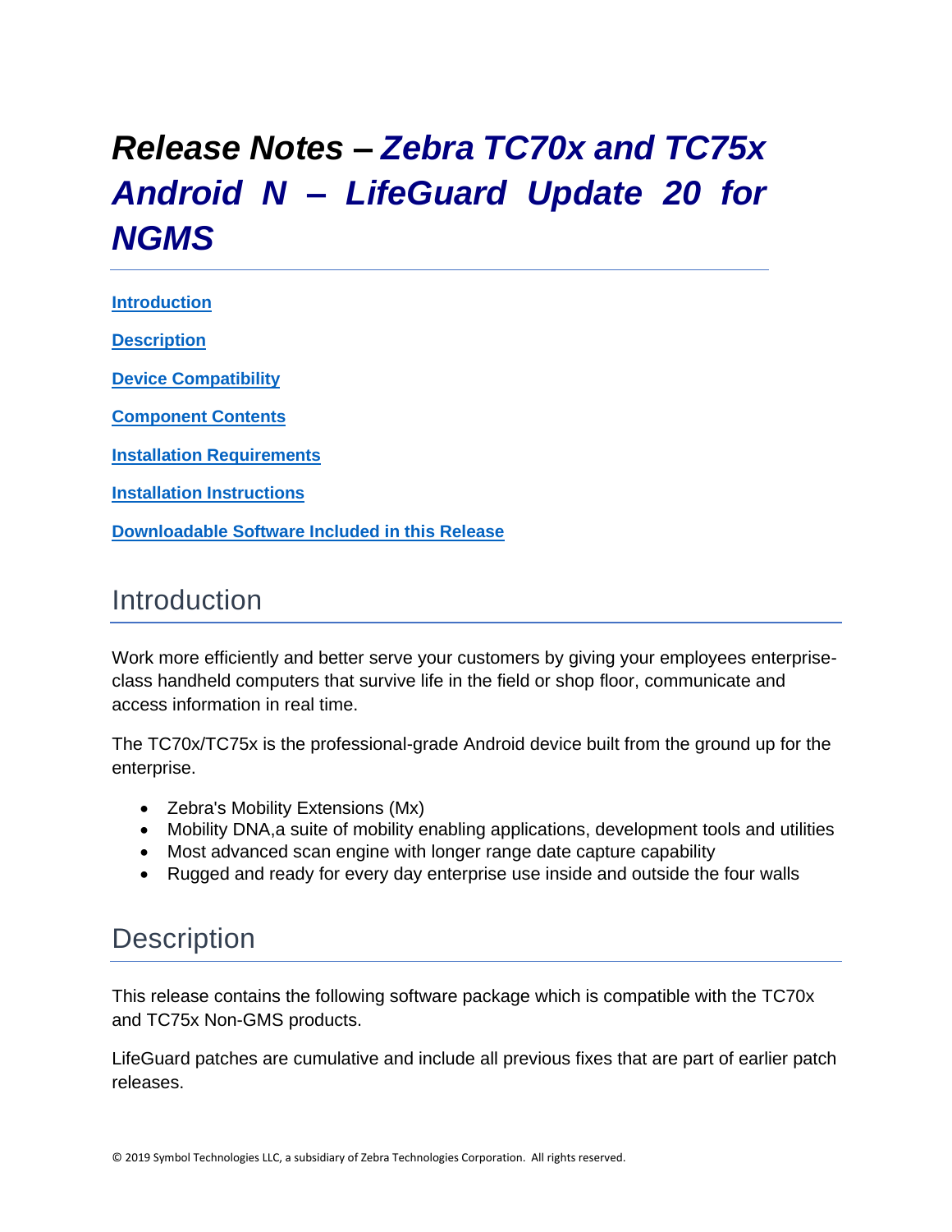# *Release Notes – Zebra TC70x and TC75x Android N – LifeGuard Update 20 for NGMS*

[Introduction](#introduction)

[Description](#description)

[Device Compatibility](#device-compatibility)

[Component Contents](#component-contents)

[Installation Requirements](#installation-requirements)

[Installation Instructions](#installation-instructions)

[Downloadable Software Included in this Release](#downloadable-software-included-in-this-release)

## Introduction

Work more efficiently and better serve your customers by giving your employees enterprise-class handheld computers that survive life in the field or shop floor, communicate and access information in real time.

The TC70x/TC75x is the professional-grade Android device built from the ground up for the enterprise.

- Zebra's Mobility Extensions (Mx)
- Mobility DNA,a suite of mobility enabling applications, development tools and utilities
- Most advanced scan engine with longer range date capture capability
- Rugged and ready for every day enterprise use inside and outside the four walls

## Description

This release contains the following software package which is compatible with the TC70x and TC75x Non-GMS products.

LifeGuard patches are cumulative and include all previous fixes that are part of earlier patch releases.

© 2019 Symbol Technologies LLC, a subsidiary of Zebra Technologies Corporation. All rights reserved.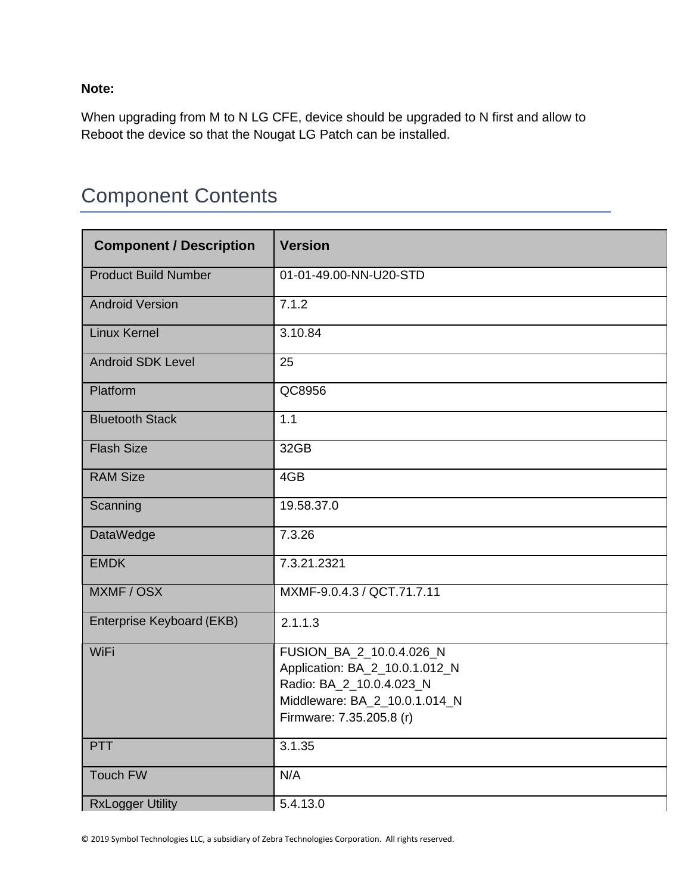**Note:**

When upgrading from M to N LG CFE, device should be upgraded to N first and allow to Reboot the device so that the Nougat LG Patch can be installed.

## Component Contents

| Component / Description | Version |
| --- | --- |
| Product Build Number | 01-01-49.00-NN-U20-STD |
| Android Version | 7.1.2 |
| Linux Kernel | 3.10.84 |
| Android SDK Level | 25 |
| Platform | QC8956 |
| Bluetooth Stack | 1.1 |
| Flash Size | 32GB |
| RAM Size | 4GB |
| Scanning | 19.58.37.0 |
| DataWedge | 7.3.26 |
| EMDK | 7.3.21.2321 |
| MXMF / OSX | MXMF-9.0.4.3 / QCT.71.7.11 |
| Enterprise Keyboard (EKB) | 2.1.1.3 |
| WiFi | FUSION_BA_2_10.0.4.026_N<br>Application: BA_2_10.0.1.012_N<br>Radio: BA_2_10.0.4.023_N<br>Middleware: BA_2_10.0.1.014_N<br>Firmware: 7.35.205.8 (r) |
| PTT | 3.1.35 |
| Touch FW | N/A |
| RxLogger Utility | 5.4.13.0 |

© 2019 Symbol Technologies LLC, a subsidiary of Zebra Technologies Corporation. All rights reserved.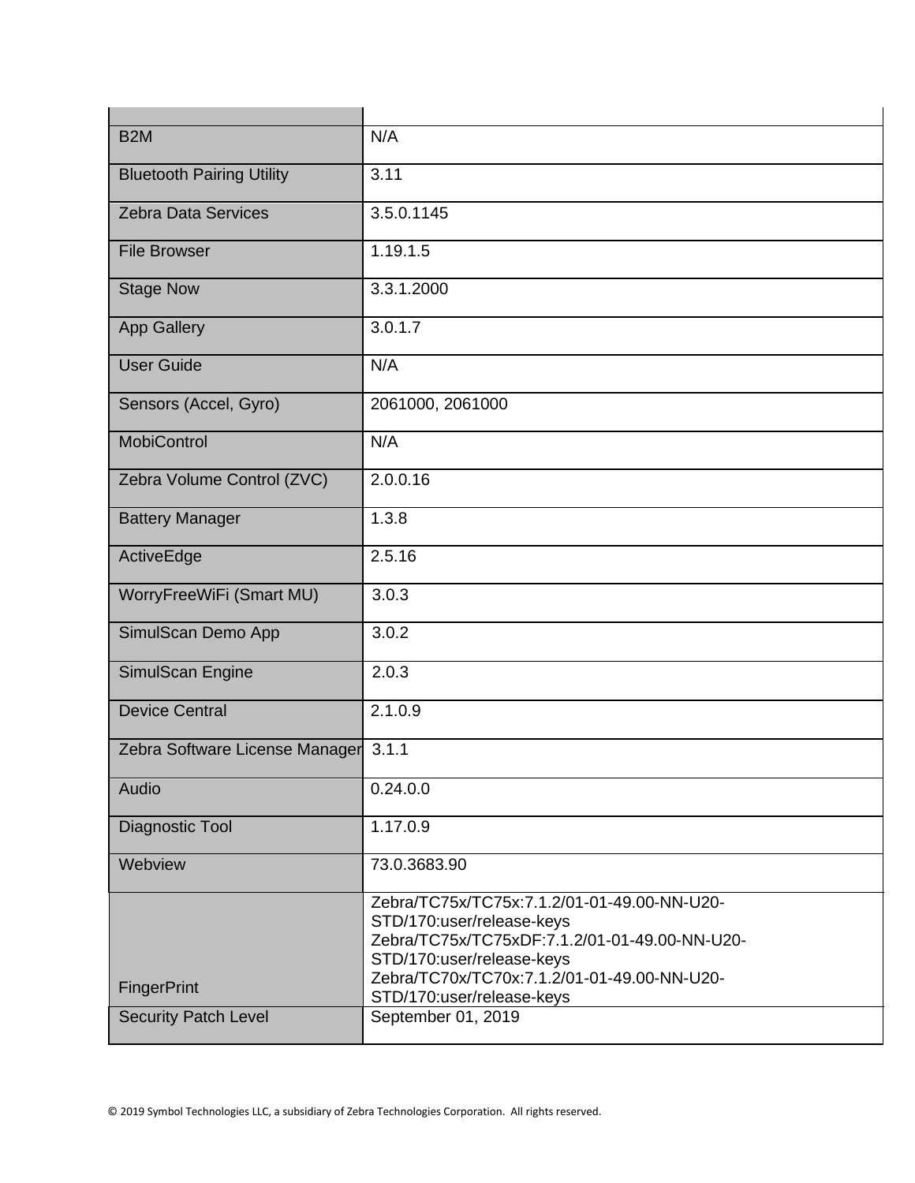| | |
|---|---|
| B2M | N/A |
| Bluetooth Pairing Utility | 3.11 |
| Zebra Data Services | 3.5.0.1145 |
| File Browser | 1.19.1.5 |
| Stage Now | 3.3.1.2000 |
| App Gallery | 3.0.1.7 |
| User Guide | N/A |
| Sensors (Accel, Gyro) | 2061000, 2061000 |
| MobiControl | N/A |
| Zebra Volume Control (ZVC) | 2.0.0.16 |
| Battery Manager | 1.3.8 |
| ActiveEdge | 2.5.16 |
| WorryFreeWiFi (Smart MU) | 3.0.3 |
| SimulScan Demo App | 3.0.2 |
| SimulScan Engine | 2.0.3 |
| Device Central | 2.1.0.9 |
| Zebra Software License Manager | 3.1.1 |
| Audio | 0.24.0.0 |
| Diagnostic Tool | 1.17.0.9 |
| Webview | 73.0.3683.90 |
| FingerPrint | Zebra/TC75x/TC75x:7.1.2/01-01-49.00-NN-U20-STD/170:user/release-keys<br>Zebra/TC75x/TC75xDF:7.1.2/01-01-49.00-NN-U20-STD/170:user/release-keys<br>Zebra/TC70x/TC70x:7.1.2/01-01-49.00-NN-U20-STD/170:user/release-keys |
| Security Patch Level | September 01, 2019 |

© 2019 Symbol Technologies LLC, a subsidiary of Zebra Technologies Corporation. All rights reserved.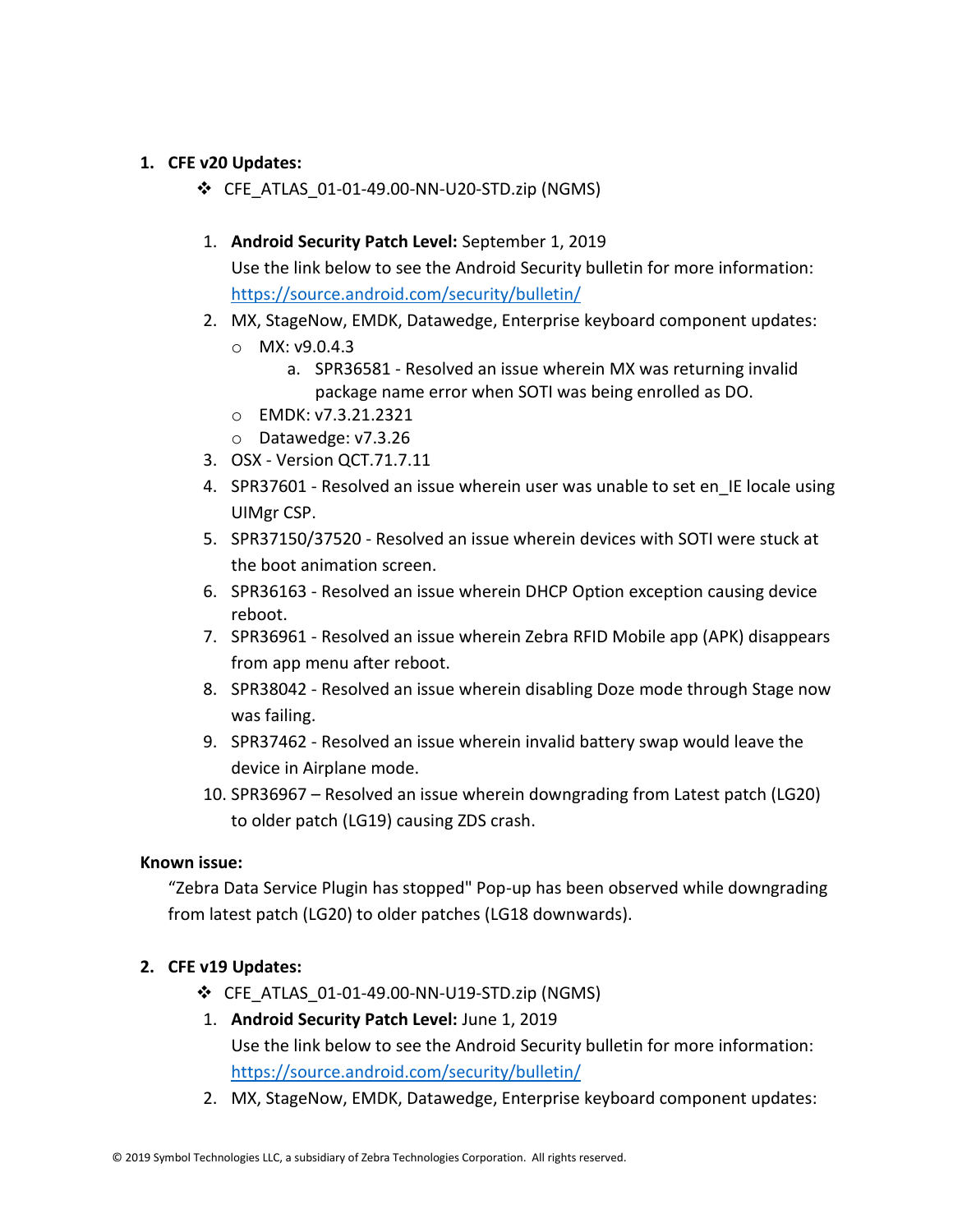1. **CFE v20 Updates:**
   - ❖ CFE_ATLAS_01-01-49.00-NN-U20-STD.zip (NGMS)

   1. **Android Security Patch Level:** September 1, 2019
      Use the link below to see the Android Security bulletin for more information: [https://source.android.com/security/bulletin/](https://source.android.com/security/bulletin/)
   2. MX, StageNow, EMDK, Datawedge, Enterprise keyboard component updates:
      - MX: v9.0.4.3
        a. SPR36581 - Resolved an issue wherein MX was returning invalid package name error when SOTI was being enrolled as DO.
      - EMDK: v7.3.21.2321
      - Datawedge: v7.3.26
   3. OSX - Version QCT.71.7.11
   4. SPR37601 - Resolved an issue wherein user was unable to set en_IE locale using UIMgr CSP.
   5. SPR37150/37520 - Resolved an issue wherein devices with SOTI were stuck at the boot animation screen.
   6. SPR36163 - Resolved an issue wherein DHCP Option exception causing device reboot.
   7. SPR36961 - Resolved an issue wherein Zebra RFID Mobile app (APK) disappears from app menu after reboot.
   8. SPR38042 - Resolved an issue wherein disabling Doze mode through Stage now was failing.
   9. SPR37462 - Resolved an issue wherein invalid battery swap would leave the device in Airplane mode.
   10. SPR36967 – Resolved an issue wherein downgrading from Latest patch (LG20) to older patch (LG19) causing ZDS crash.

**Known issue:**

"Zebra Data Service Plugin has stopped" Pop-up has been observed while downgrading from latest patch (LG20) to older patches (LG18 downwards).

2. **CFE v19 Updates:**
   - ❖ CFE_ATLAS_01-01-49.00-NN-U19-STD.zip (NGMS)

   1. **Android Security Patch Level:** June 1, 2019
      Use the link below to see the Android Security bulletin for more information: [https://source.android.com/security/bulletin/](https://source.android.com/security/bulletin/)
   2. MX, StageNow, EMDK, Datawedge, Enterprise keyboard component updates: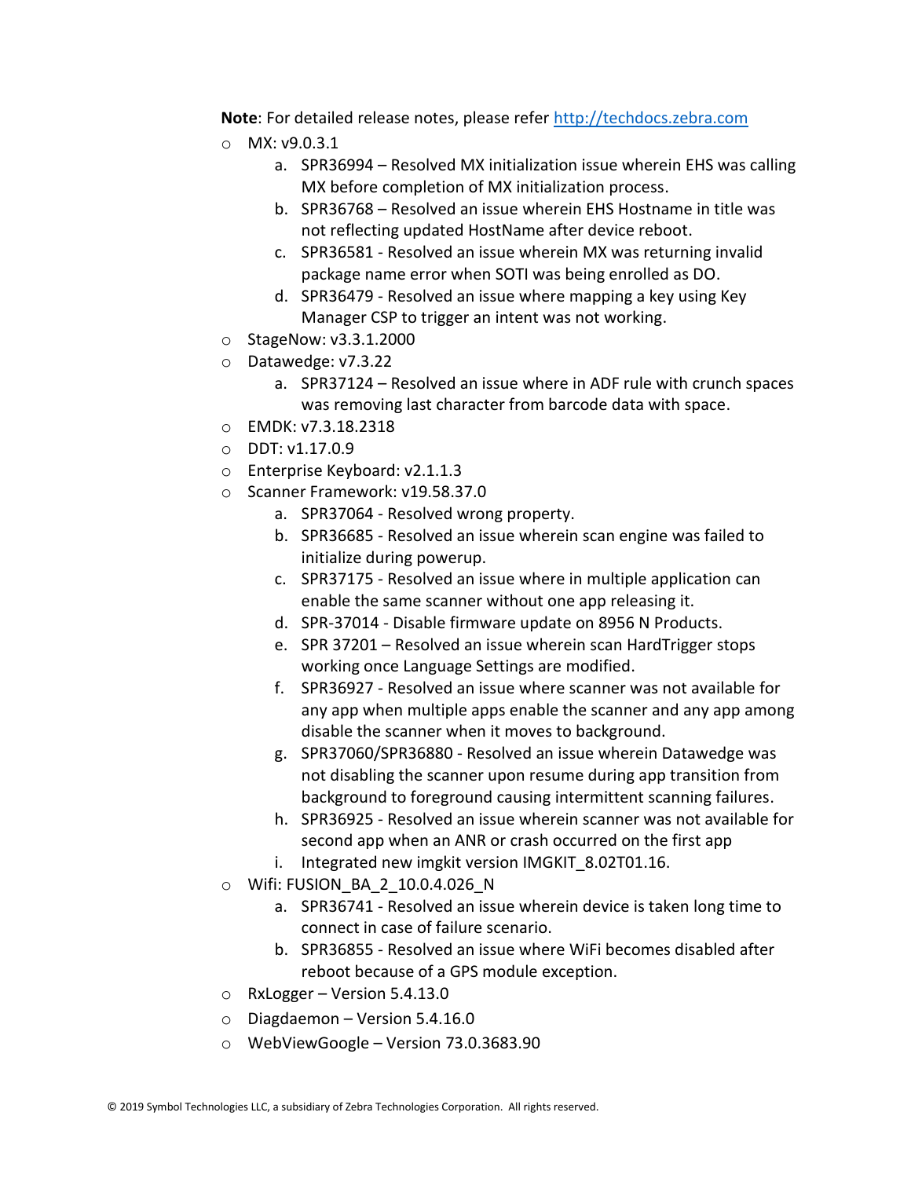**Note**: For detailed release notes, please refer http://techdocs.zebra.com

- MX: v9.0.3.1
    a. SPR36994 – Resolved MX initialization issue wherein EHS was calling MX before completion of MX initialization process.
    b. SPR36768 – Resolved an issue wherein EHS Hostname in title was not reflecting updated HostName after device reboot.
    c. SPR36581 - Resolved an issue wherein MX was returning invalid package name error when SOTI was being enrolled as DO.
    d. SPR36479 - Resolved an issue where mapping a key using Key Manager CSP to trigger an intent was not working.
- StageNow: v3.3.1.2000
- Datawedge: v7.3.22
    a. SPR37124 – Resolved an issue where in ADF rule with crunch spaces was removing last character from barcode data with space.
- EMDK: v7.3.18.2318
- DDT: v1.17.0.9
- Enterprise Keyboard: v2.1.1.3
- Scanner Framework: v19.58.37.0
    a. SPR37064 - Resolved wrong property.
    b. SPR36685 - Resolved an issue wherein scan engine was failed to initialize during powerup.
    c. SPR37175 - Resolved an issue where in multiple application can enable the same scanner without one app releasing it.
    d. SPR-37014 - Disable firmware update on 8956 N Products.
    e. SPR 37201 – Resolved an issue wherein scan HardTrigger stops working once Language Settings are modified.
    f. SPR36927 - Resolved an issue where scanner was not available for any app when multiple apps enable the scanner and any app among disable the scanner when it moves to background.
    g. SPR37060/SPR36880 - Resolved an issue wherein Datawedge was not disabling the scanner upon resume during app transition from background to foreground causing intermittent scanning failures.
    h. SPR36925 - Resolved an issue wherein scanner was not available for second app when an ANR or crash occurred on the first app
    i. Integrated new imgkit version IMGKIT_8.02T01.16.
- Wifi: FUSION_BA_2_10.0.4.026_N
    a. SPR36741 - Resolved an issue wherein device is taken long time to connect in case of failure scenario.
    b. SPR36855 - Resolved an issue where WiFi becomes disabled after reboot because of a GPS module exception.
- RxLogger – Version 5.4.13.0
- Diagdaemon – Version 5.4.16.0
- WebViewGoogle – Version 73.0.3683.90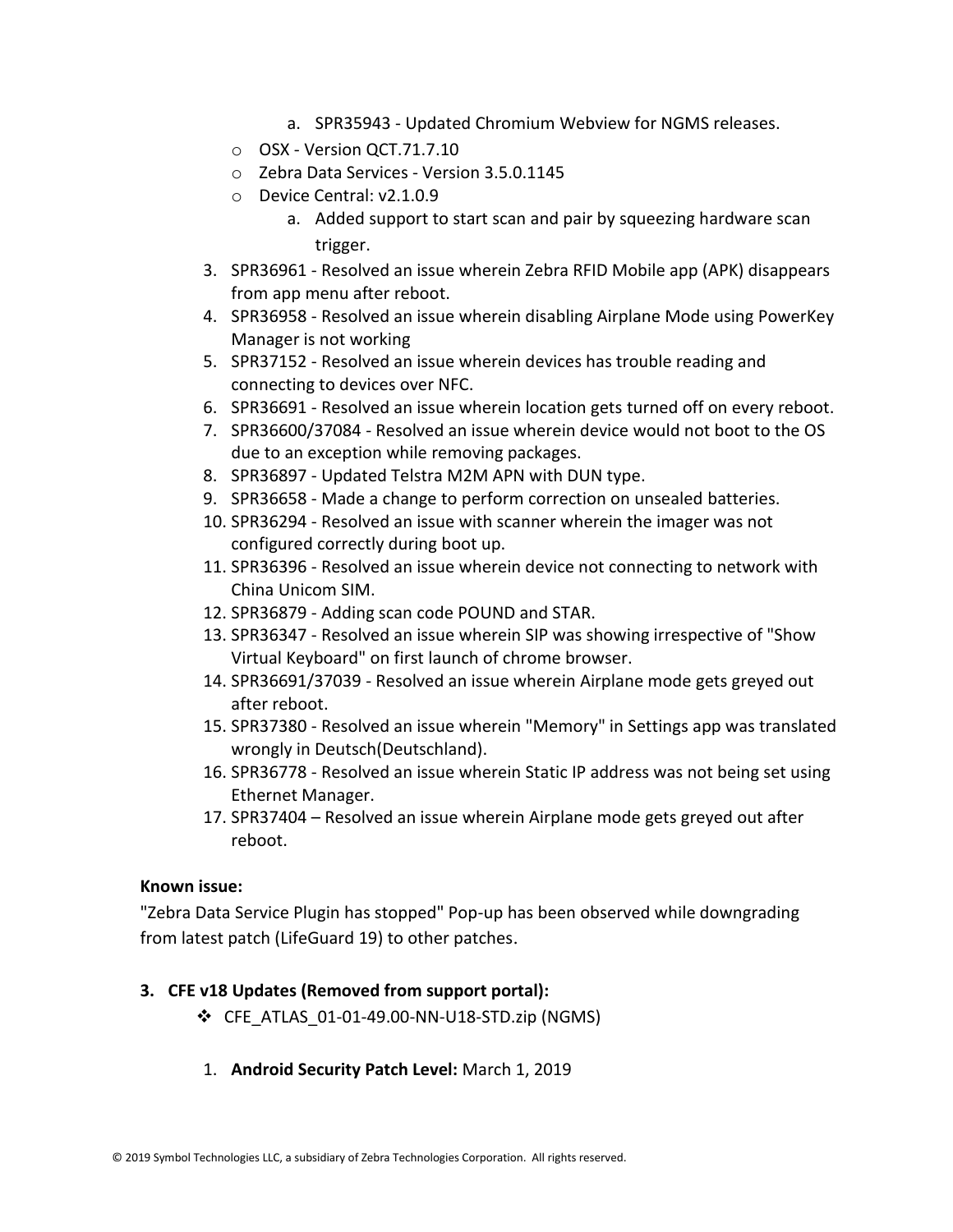a. SPR35943 - Updated Chromium Webview for NGMS releases.

- OSX - Version QCT.71.7.10
- Zebra Data Services - Version 3.5.0.1145
- Device Central: v2.1.0.9
   a. Added support to start scan and pair by squeezing hardware scan trigger.

3. SPR36961 - Resolved an issue wherein Zebra RFID Mobile app (APK) disappears from app menu after reboot.
4. SPR36958 - Resolved an issue wherein disabling Airplane Mode using PowerKey Manager is not working
5. SPR37152 - Resolved an issue wherein devices has trouble reading and connecting to devices over NFC.
6. SPR36691 - Resolved an issue wherein location gets turned off on every reboot.
7. SPR36600/37084 - Resolved an issue wherein device would not boot to the OS due to an exception while removing packages.
8. SPR36897 - Updated Telstra M2M APN with DUN type.
9. SPR36658 - Made a change to perform correction on unsealed batteries.
10. SPR36294 - Resolved an issue with scanner wherein the imager was not configured correctly during boot up.
11. SPR36396 - Resolved an issue wherein device not connecting to network with China Unicom SIM.
12. SPR36879 - Adding scan code POUND and STAR.
13. SPR36347 - Resolved an issue wherein SIP was showing irrespective of "Show Virtual Keyboard" on first launch of chrome browser.
14. SPR36691/37039 - Resolved an issue wherein Airplane mode gets greyed out after reboot.
15. SPR37380 - Resolved an issue wherein "Memory" in Settings app was translated wrongly in Deutsch(Deutschland).
16. SPR36778 - Resolved an issue wherein Static IP address was not being set using Ethernet Manager.
17. SPR37404 – Resolved an issue wherein Airplane mode gets greyed out after reboot.

**Known issue:**

"Zebra Data Service Plugin has stopped" Pop-up has been observed while downgrading from latest patch (LifeGuard 19) to other patches.

**3. CFE v18 Updates (Removed from support portal):**

- ❖ CFE_ATLAS_01-01-49.00-NN-U18-STD.zip (NGMS)

1. **Android Security Patch Level:** March 1, 2019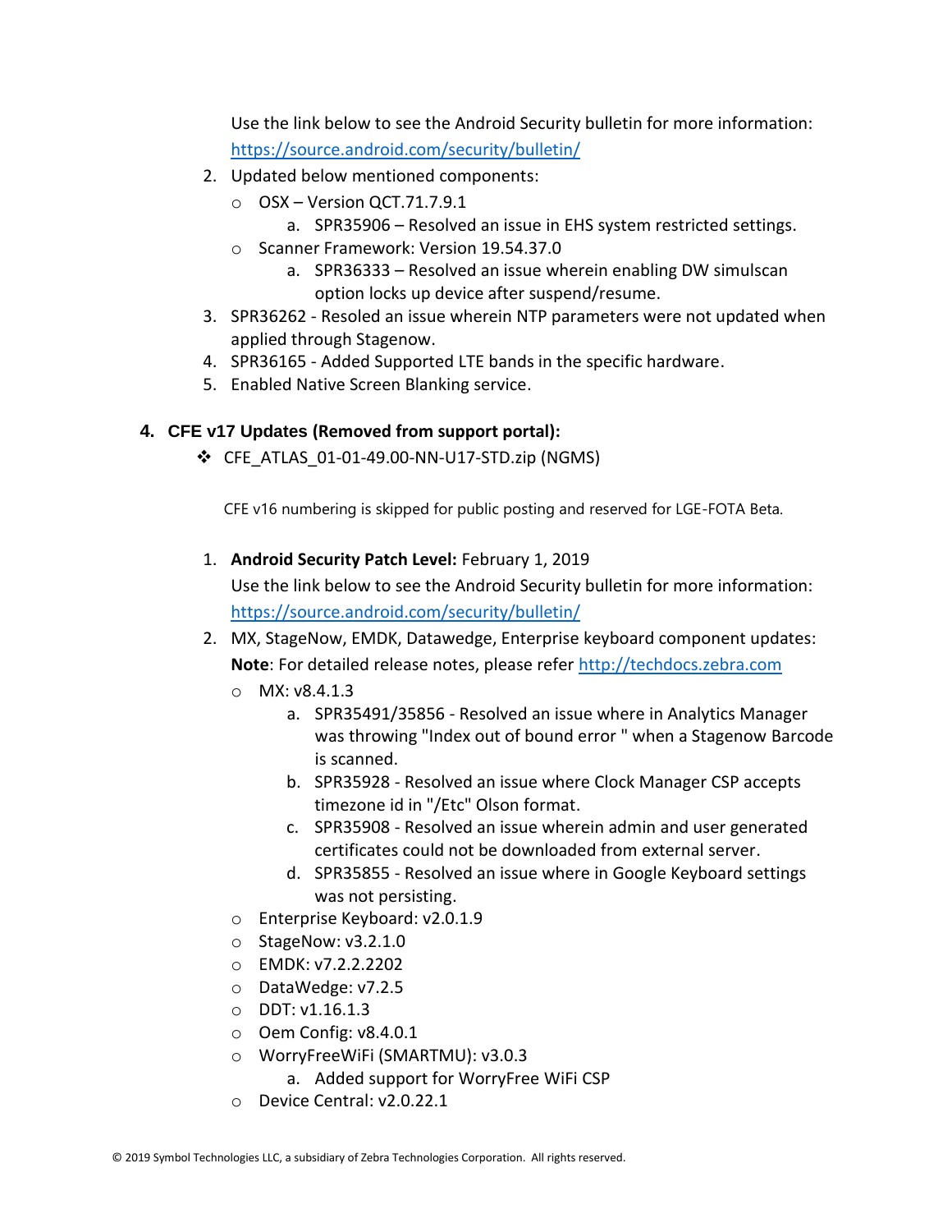Use the link below to see the Android Security bulletin for more information: https://source.android.com/security/bulletin/

2. Updated below mentioned components:
   - OSX – Version QCT.71.7.9.1
     a. SPR35906 – Resolved an issue in EHS system restricted settings.
   - Scanner Framework: Version 19.54.37.0
     a. SPR36333 – Resolved an issue wherein enabling DW simulscan option locks up device after suspend/resume.
3. SPR36262 - Resoled an issue wherein NTP parameters were not updated when applied through Stagenow.
4. SPR36165 - Added Supported LTE bands in the specific hardware.
5. Enabled Native Screen Blanking service.

## 4. CFE v17 Updates (Removed from support portal):

❖ CFE_ATLAS_01-01-49.00-NN-U17-STD.zip (NGMS)

CFE v16 numbering is skipped for public posting and reserved for LGE-FOTA Beta.

1. **Android Security Patch Level:** February 1, 2019
   Use the link below to see the Android Security bulletin for more information: https://source.android.com/security/bulletin/
2. MX, StageNow, EMDK, Datawedge, Enterprise keyboard component updates:
   **Note**: For detailed release notes, please refer http://techdocs.zebra.com
   - MX: v8.4.1.3
     a. SPR35491/35856 - Resolved an issue where in Analytics Manager was throwing "Index out of bound error " when a Stagenow Barcode is scanned.
     b. SPR35928 - Resolved an issue where Clock Manager CSP accepts timezone id in "/Etc" Olson format.
     c. SPR35908 - Resolved an issue wherein admin and user generated certificates could not be downloaded from external server.
     d. SPR35855 - Resolved an issue where in Google Keyboard settings was not persisting.
   - Enterprise Keyboard: v2.0.1.9
   - StageNow: v3.2.1.0
   - EMDK: v7.2.2.2202
   - DataWedge: v7.2.5
   - DDT: v1.16.1.3
   - Oem Config: v8.4.0.1
   - WorryFreeWiFi (SMARTMU): v3.0.3
     a. Added support for WorryFree WiFi CSP
   - Device Central: v2.0.22.1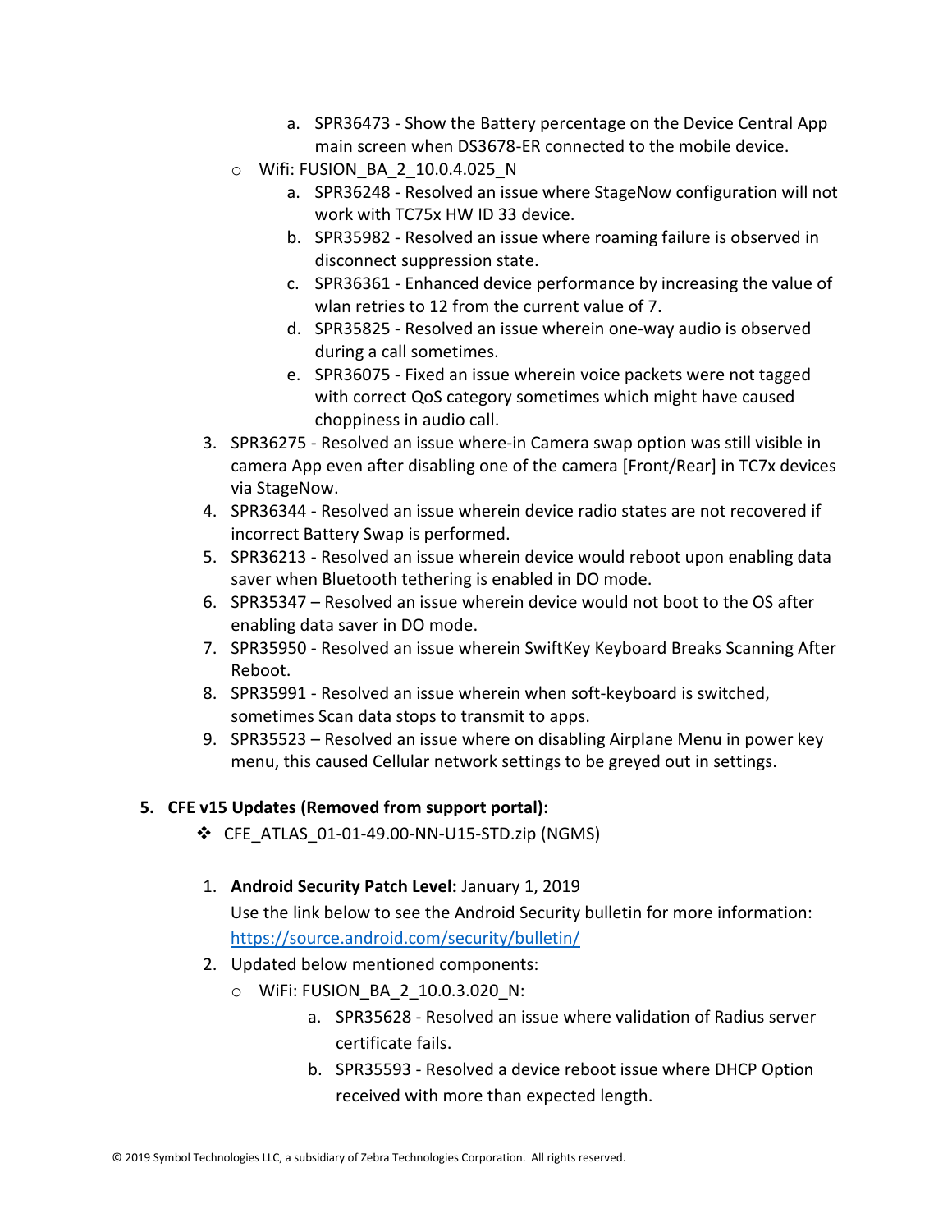a. SPR36473 - Show the Battery percentage on the Device Central App main screen when DS3678-ER connected to the mobile device.
   - Wifi: FUSION_BA_2_10.0.4.025_N
      a. SPR36248 - Resolved an issue where StageNow configuration will not work with TC75x HW ID 33 device.
      b. SPR35982 - Resolved an issue where roaming failure is observed in disconnect suppression state.
      c. SPR36361 - Enhanced device performance by increasing the value of wlan retries to 12 from the current value of 7.
      d. SPR35825 - Resolved an issue wherein one-way audio is observed during a call sometimes.
      e. SPR36075 - Fixed an issue wherein voice packets were not tagged with correct QoS category sometimes which might have caused choppiness in audio call.
3. SPR36275 - Resolved an issue where-in Camera swap option was still visible in camera App even after disabling one of the camera [Front/Rear] in TC7x devices via StageNow.
4. SPR36344 - Resolved an issue wherein device radio states are not recovered if incorrect Battery Swap is performed.
5. SPR36213 - Resolved an issue wherein device would reboot upon enabling data saver when Bluetooth tethering is enabled in DO mode.
6. SPR35347 – Resolved an issue wherein device would not boot to the OS after enabling data saver in DO mode.
7. SPR35950 - Resolved an issue wherein SwiftKey Keyboard Breaks Scanning After Reboot.
8. SPR35991 - Resolved an issue wherein when soft-keyboard is switched, sometimes Scan data stops to transmit to apps.
9. SPR35523 – Resolved an issue where on disabling Airplane Menu in power key menu, this caused Cellular network settings to be greyed out in settings.

## 5. CFE v15 Updates (Removed from support portal):

- CFE_ATLAS_01-01-49.00-NN-U15-STD.zip (NGMS)

1. **Android Security Patch Level:** January 1, 2019
   Use the link below to see the Android Security bulletin for more information: https://source.android.com/security/bulletin/
2. Updated below mentioned components:
   - WiFi: FUSION_BA_2_10.0.3.020_N:
      a. SPR35628 - Resolved an issue where validation of Radius server certificate fails.
      b. SPR35593 - Resolved a device reboot issue where DHCP Option received with more than expected length.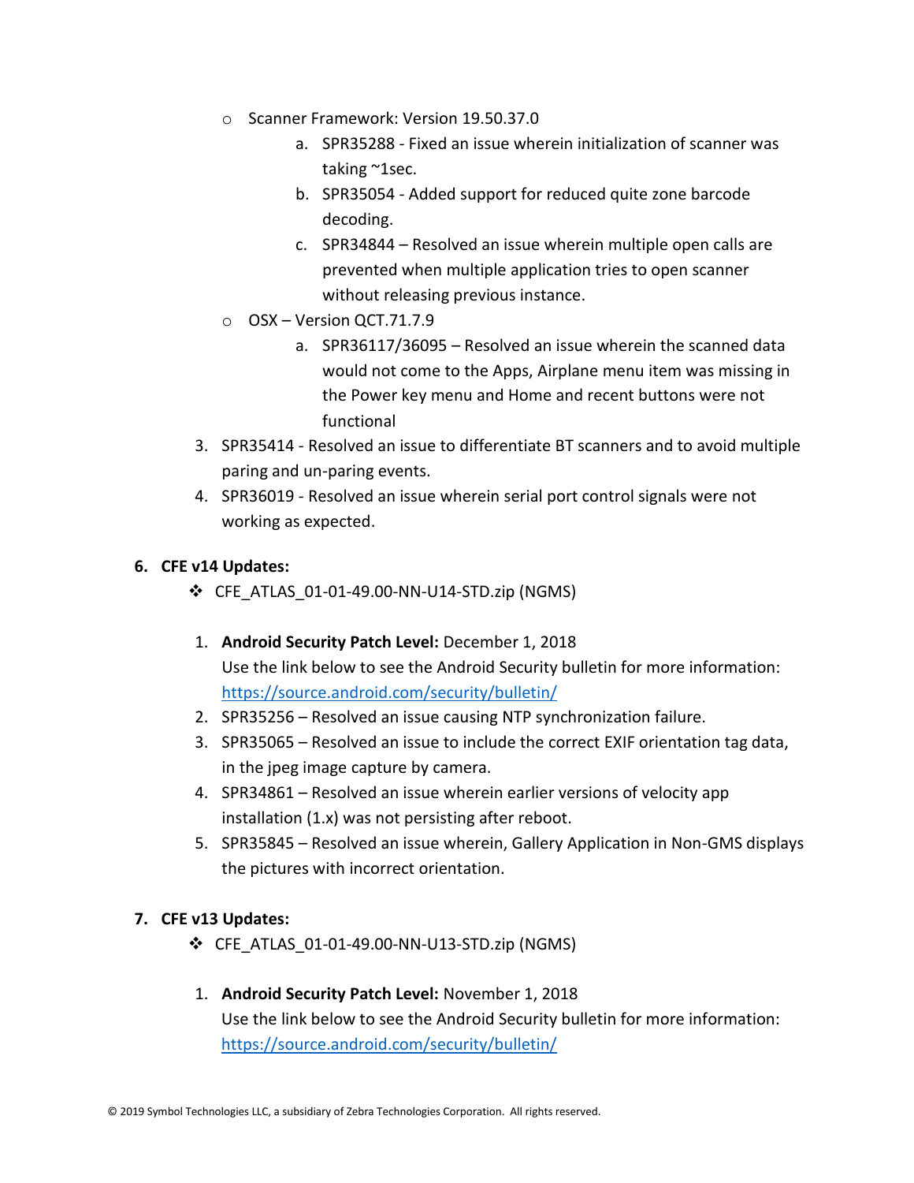- Scanner Framework: Version 19.50.37.0
  a. SPR35288 - Fixed an issue wherein initialization of scanner was taking ~1sec.
  b. SPR35054 - Added support for reduced quite zone barcode decoding.
  c. SPR34844 – Resolved an issue wherein multiple open calls are prevented when multiple application tries to open scanner without releasing previous instance.
- OSX – Version QCT.71.7.9
  a. SPR36117/36095 – Resolved an issue wherein the scanned data would not come to the Apps, Airplane menu item was missing in the Power key menu and Home and recent buttons were not functional

3. SPR35414 - Resolved an issue to differentiate BT scanners and to avoid multiple paring and un-paring events.
4. SPR36019 - Resolved an issue wherein serial port control signals were not working as expected.

## 6. CFE v14 Updates:

❖ CFE_ATLAS_01-01-49.00-NN-U14-STD.zip (NGMS)

1. **Android Security Patch Level:** December 1, 2018
   Use the link below to see the Android Security bulletin for more information: https://source.android.com/security/bulletin/
2. SPR35256 – Resolved an issue causing NTP synchronization failure.
3. SPR35065 – Resolved an issue to include the correct EXIF orientation tag data, in the jpeg image capture by camera.
4. SPR34861 – Resolved an issue wherein earlier versions of velocity app installation (1.x) was not persisting after reboot.
5. SPR35845 – Resolved an issue wherein, Gallery Application in Non-GMS displays the pictures with incorrect orientation.

## 7. CFE v13 Updates:

❖ CFE_ATLAS_01-01-49.00-NN-U13-STD.zip (NGMS)

1. **Android Security Patch Level:** November 1, 2018
   Use the link below to see the Android Security bulletin for more information: https://source.android.com/security/bulletin/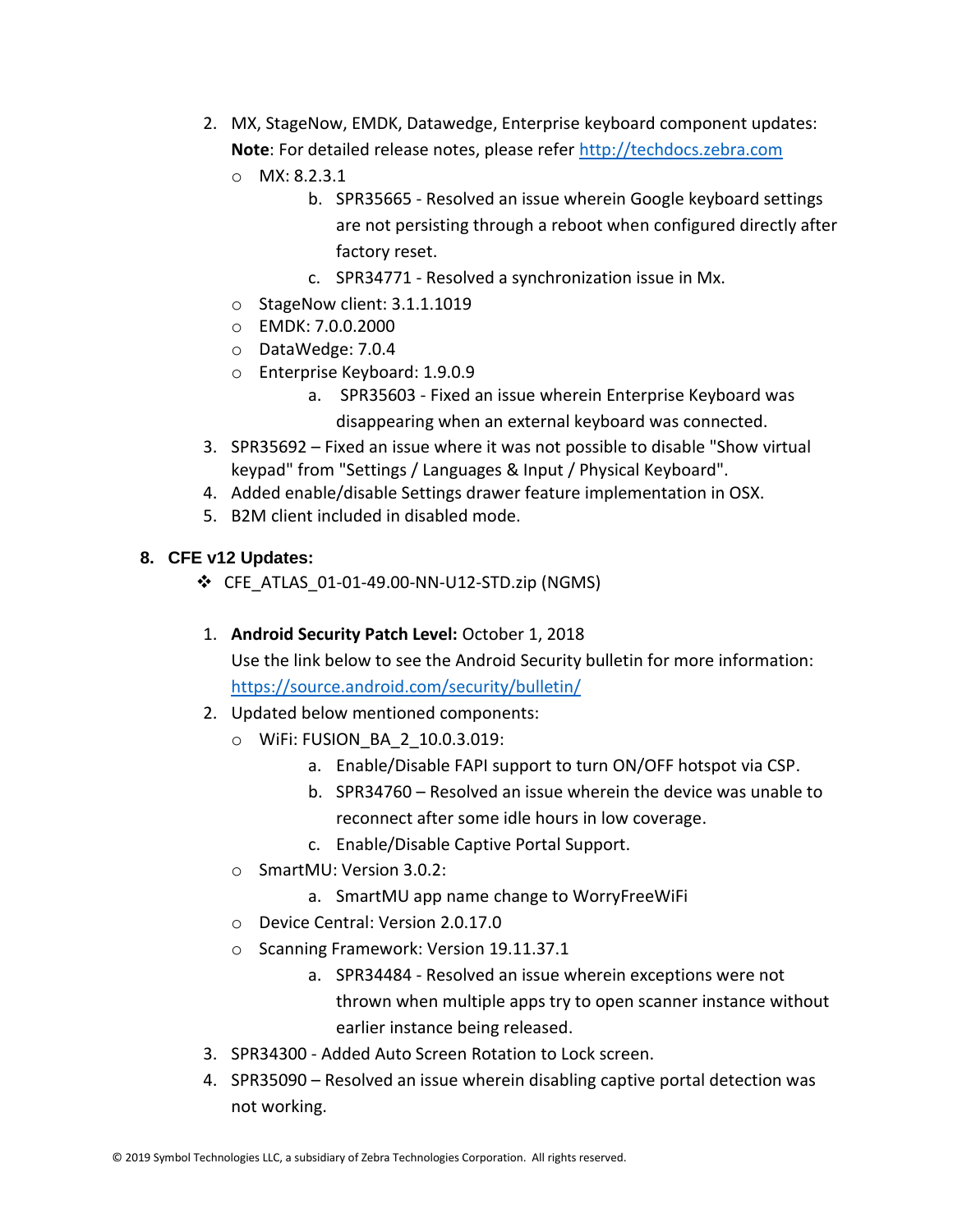2. MX, StageNow, EMDK, Datawedge, Enterprise keyboard component updates:
   **Note**: For detailed release notes, please refer [http://techdocs.zebra.com](http://techdocs.zebra.com)
   - MX: 8.2.3.1
     - b. SPR35665 - Resolved an issue wherein Google keyboard settings are not persisting through a reboot when configured directly after factory reset.
     - c. SPR34771 - Resolved a synchronization issue in Mx.
   - StageNow client: 3.1.1.1019
   - EMDK: 7.0.0.2000
   - DataWedge: 7.0.4
   - Enterprise Keyboard: 1.9.0.9
     - a. SPR35603 - Fixed an issue wherein Enterprise Keyboard was disappearing when an external keyboard was connected.
3. SPR35692 – Fixed an issue where it was not possible to disable "Show virtual keypad" from "Settings / Languages & Input / Physical Keyboard".
4. Added enable/disable Settings drawer feature implementation in OSX.
5. B2M client included in disabled mode.

## 8. CFE v12 Updates:

- ❖ CFE_ATLAS_01-01-49.00-NN-U12-STD.zip (NGMS)

1. **Android Security Patch Level:** October 1, 2018
   Use the link below to see the Android Security bulletin for more information: [https://source.android.com/security/bulletin/](https://source.android.com/security/bulletin/)
2. Updated below mentioned components:
   - WiFi: FUSION_BA_2_10.0.3.019:
     - a. Enable/Disable FAPI support to turn ON/OFF hotspot via CSP.
     - b. SPR34760 – Resolved an issue wherein the device was unable to reconnect after some idle hours in low coverage.
     - c. Enable/Disable Captive Portal Support.
   - SmartMU: Version 3.0.2:
     - a. SmartMU app name change to WorryFreeWiFi
   - Device Central: Version 2.0.17.0
   - Scanning Framework: Version 19.11.37.1
     - a. SPR34484 - Resolved an issue wherein exceptions were not thrown when multiple apps try to open scanner instance without earlier instance being released.
3. SPR34300 - Added Auto Screen Rotation to Lock screen.
4. SPR35090 – Resolved an issue wherein disabling captive portal detection was not working.

© 2019 Symbol Technologies LLC, a subsidiary of Zebra Technologies Corporation. All rights reserved.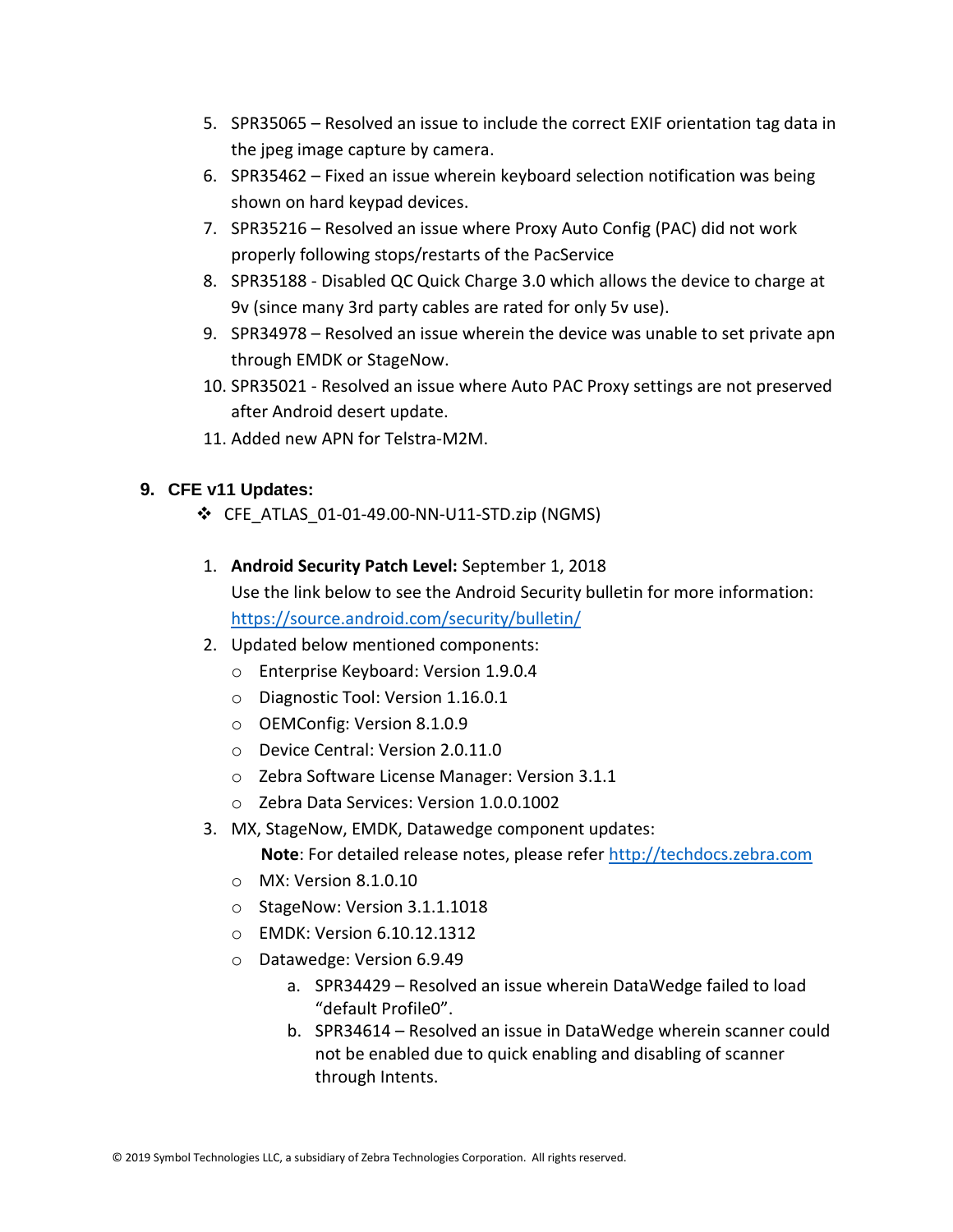5. SPR35065 – Resolved an issue to include the correct EXIF orientation tag data in the jpeg image capture by camera.
6. SPR35462 – Fixed an issue wherein keyboard selection notification was being shown on hard keypad devices.
7. SPR35216 – Resolved an issue where Proxy Auto Config (PAC) did not work properly following stops/restarts of the PacService
8. SPR35188 - Disabled QC Quick Charge 3.0 which allows the device to charge at 9v (since many 3rd party cables are rated for only 5v use).
9. SPR34978 – Resolved an issue wherein the device was unable to set private apn through EMDK or StageNow.
10. SPR35021 - Resolved an issue where Auto PAC Proxy settings are not preserved after Android desert update.
11. Added new APN for Telstra-M2M.

## 9. CFE v11 Updates:

- CFE_ATLAS_01-01-49.00-NN-U11-STD.zip (NGMS)

1. **Android Security Patch Level:** September 1, 2018
   Use the link below to see the Android Security bulletin for more information: https://source.android.com/security/bulletin/
2. Updated below mentioned components:
   - Enterprise Keyboard: Version 1.9.0.4
   - Diagnostic Tool: Version 1.16.0.1
   - OEMConfig: Version 8.1.0.9
   - Device Central: Version 2.0.11.0
   - Zebra Software License Manager: Version 3.1.1
   - Zebra Data Services: Version 1.0.0.1002
3. MX, StageNow, EMDK, Datawedge component updates:
   **Note**: For detailed release notes, please refer http://techdocs.zebra.com
   - MX: Version 8.1.0.10
   - StageNow: Version 3.1.1.1018
   - EMDK: Version 6.10.12.1312
   - Datawedge: Version 6.9.49
     a. SPR34429 – Resolved an issue wherein DataWedge failed to load "default Profile0".
     b. SPR34614 – Resolved an issue in DataWedge wherein scanner could not be enabled due to quick enabling and disabling of scanner through Intents.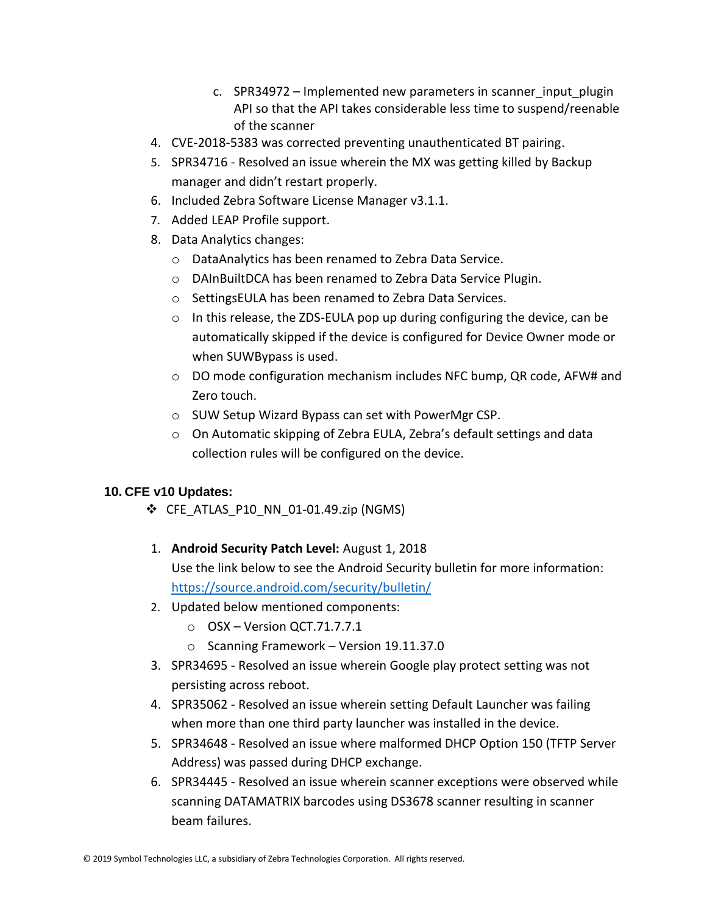c. SPR34972 – Implemented new parameters in scanner_input_plugin API so that the API takes considerable less time to suspend/reenable of the scanner

4. CVE-2018-5383 was corrected preventing unauthenticated BT pairing.
5. SPR34716 - Resolved an issue wherein the MX was getting killed by Backup manager and didn't restart properly.
6. Included Zebra Software License Manager v3.1.1.
7. Added LEAP Profile support.
8. Data Analytics changes:
   - DataAnalytics has been renamed to Zebra Data Service.
   - DAInBuiltDCA has been renamed to Zebra Data Service Plugin.
   - SettingsEULA has been renamed to Zebra Data Services.
   - In this release, the ZDS-EULA pop up during configuring the device, can be automatically skipped if the device is configured for Device Owner mode or when SUWBypass is used.
   - DO mode configuration mechanism includes NFC bump, QR code, AFW# and Zero touch.
   - SUW Setup Wizard Bypass can set with PowerMgr CSP.
   - On Automatic skipping of Zebra EULA, Zebra's default settings and data collection rules will be configured on the device.

## 10. CFE v10 Updates:

- CFE_ATLAS_P10_NN_01-01.49.zip (NGMS)

1. **Android Security Patch Level:** August 1, 2018
   Use the link below to see the Android Security bulletin for more information: https://source.android.com/security/bulletin/
2. Updated below mentioned components:
   - OSX – Version QCT.71.7.7.1
   - Scanning Framework – Version 19.11.37.0
3. SPR34695 - Resolved an issue wherein Google play protect setting was not persisting across reboot.
4. SPR35062 - Resolved an issue wherein setting Default Launcher was failing when more than one third party launcher was installed in the device.
5. SPR34648 - Resolved an issue where malformed DHCP Option 150 (TFTP Server Address) was passed during DHCP exchange.
6. SPR34445 - Resolved an issue wherein scanner exceptions were observed while scanning DATAMATRIX barcodes using DS3678 scanner resulting in scanner beam failures.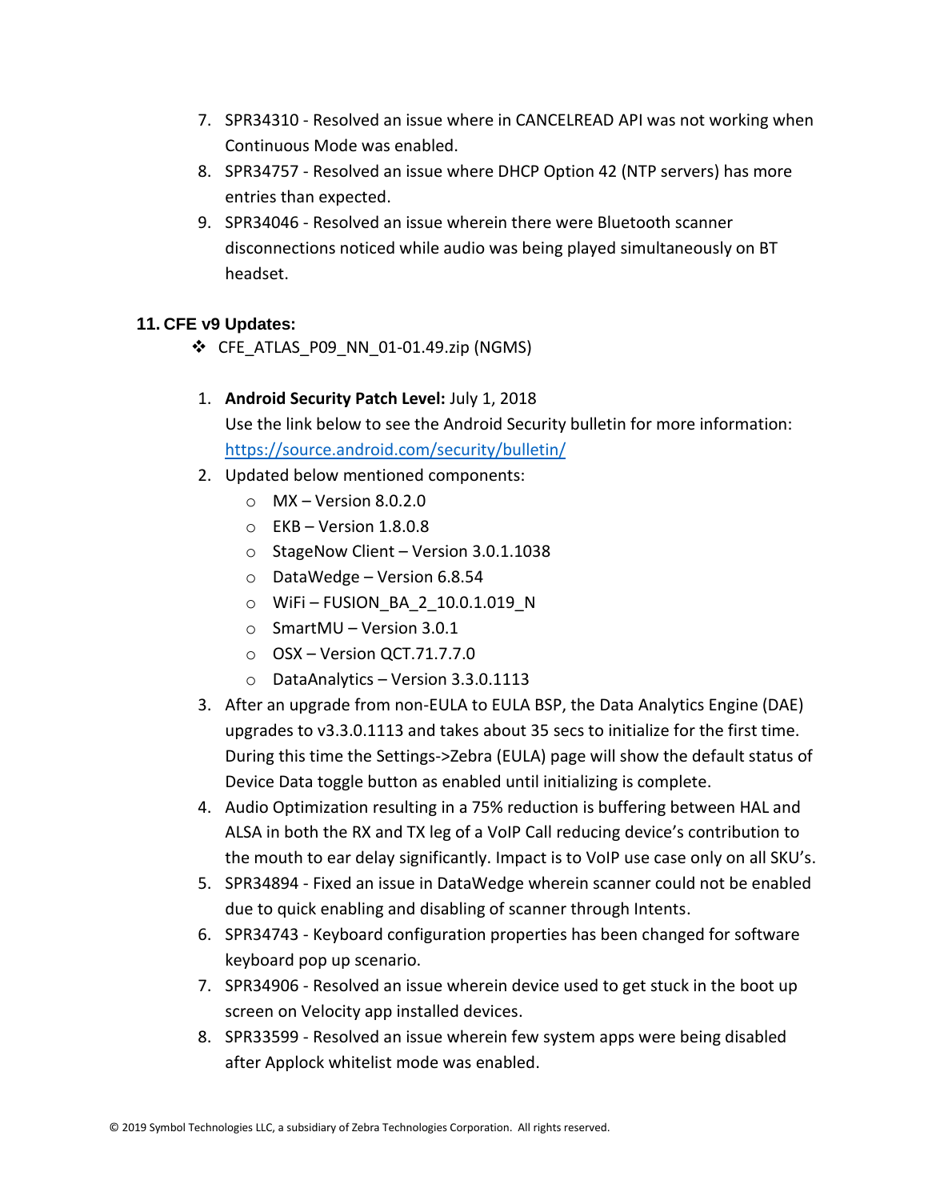7. SPR34310 - Resolved an issue where in CANCELREAD API was not working when Continuous Mode was enabled.
8. SPR34757 - Resolved an issue where DHCP Option 42 (NTP servers) has more entries than expected.
9. SPR34046 - Resolved an issue wherein there were Bluetooth scanner disconnections noticed while audio was being played simultaneously on BT headset.

## 11. CFE v9 Updates:

❖ CFE_ATLAS_P09_NN_01-01.49.zip (NGMS)

1. **Android Security Patch Level:** July 1, 2018
   Use the link below to see the Android Security bulletin for more information: https://source.android.com/security/bulletin/
2. Updated below mentioned components:
   - MX – Version 8.0.2.0
   - EKB – Version 1.8.0.8
   - StageNow Client – Version 3.0.1.1038
   - DataWedge – Version 6.8.54
   - WiFi – FUSION_BA_2_10.0.1.019_N
   - SmartMU – Version 3.0.1
   - OSX – Version QCT.71.7.7.0
   - DataAnalytics – Version 3.3.0.1113
3. After an upgrade from non-EULA to EULA BSP, the Data Analytics Engine (DAE) upgrades to v3.3.0.1113 and takes about 35 secs to initialize for the first time. During this time the Settings->Zebra (EULA) page will show the default status of Device Data toggle button as enabled until initializing is complete.
4. Audio Optimization resulting in a 75% reduction is buffering between HAL and ALSA in both the RX and TX leg of a VoIP Call reducing device's contribution to the mouth to ear delay significantly. Impact is to VoIP use case only on all SKU's.
5. SPR34894 - Fixed an issue in DataWedge wherein scanner could not be enabled due to quick enabling and disabling of scanner through Intents.
6. SPR34743 - Keyboard configuration properties has been changed for software keyboard pop up scenario.
7. SPR34906 - Resolved an issue wherein device used to get stuck in the boot up screen on Velocity app installed devices.
8. SPR33599 - Resolved an issue wherein few system apps were being disabled after Applock whitelist mode was enabled.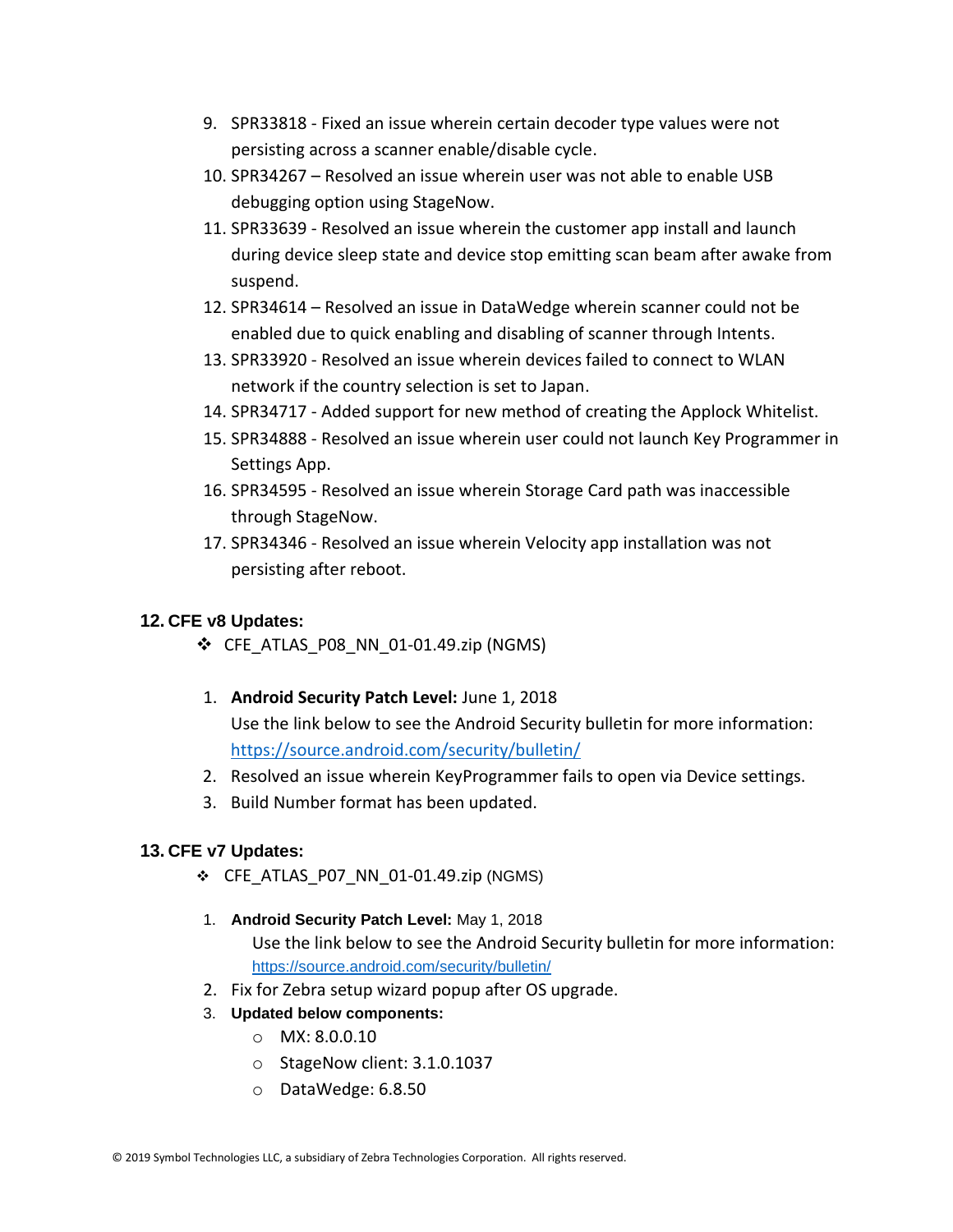9. SPR33818 - Fixed an issue wherein certain decoder type values were not persisting across a scanner enable/disable cycle.
10. SPR34267 – Resolved an issue wherein user was not able to enable USB debugging option using StageNow.
11. SPR33639 - Resolved an issue wherein the customer app install and launch during device sleep state and device stop emitting scan beam after awake from suspend.
12. SPR34614 – Resolved an issue in DataWedge wherein scanner could not be enabled due to quick enabling and disabling of scanner through Intents.
13. SPR33920 - Resolved an issue wherein devices failed to connect to WLAN network if the country selection is set to Japan.
14. SPR34717 - Added support for new method of creating the Applock Whitelist.
15. SPR34888 - Resolved an issue wherein user could not launch Key Programmer in Settings App.
16. SPR34595 - Resolved an issue wherein Storage Card path was inaccessible through StageNow.
17. SPR34346 - Resolved an issue wherein Velocity app installation was not persisting after reboot.

## 12. CFE v8 Updates:

- CFE_ATLAS_P08_NN_01-01.49.zip (NGMS)

1. **Android Security Patch Level:** June 1, 2018
   Use the link below to see the Android Security bulletin for more information: https://source.android.com/security/bulletin/
2. Resolved an issue wherein KeyProgrammer fails to open via Device settings.
3. Build Number format has been updated.

## 13. CFE v7 Updates:

- CFE_ATLAS_P07_NN_01-01.49.zip (NGMS)

1. **Android Security Patch Level:** May 1, 2018
   Use the link below to see the Android Security bulletin for more information: https://source.android.com/security/bulletin/
2. Fix for Zebra setup wizard popup after OS upgrade.
3. **Updated below components:**
   - MX: 8.0.0.10
   - StageNow client: 3.1.0.1037
   - DataWedge: 6.8.50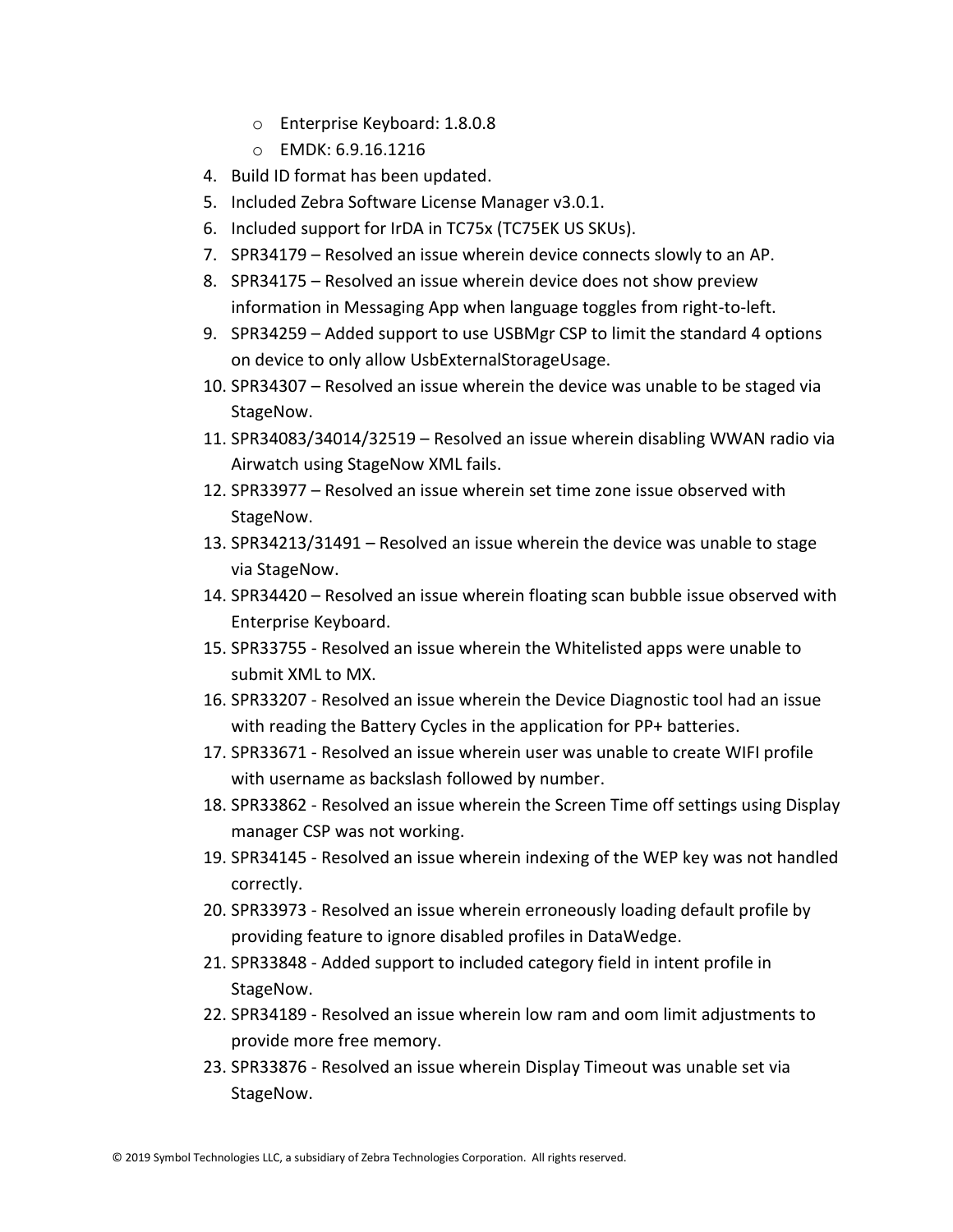- Enterprise Keyboard: 1.8.0.8
  - EMDK: 6.9.16.1216
4. Build ID format has been updated.
5. Included Zebra Software License Manager v3.0.1.
6. Included support for IrDA in TC75x (TC75EK US SKUs).
7. SPR34179 – Resolved an issue wherein device connects slowly to an AP.
8. SPR34175 – Resolved an issue wherein device does not show preview information in Messaging App when language toggles from right-to-left.
9. SPR34259 – Added support to use USBMgr CSP to limit the standard 4 options on device to only allow UsbExternalStorageUsage.
10. SPR34307 – Resolved an issue wherein the device was unable to be staged via StageNow.
11. SPR34083/34014/32519 – Resolved an issue wherein disabling WWAN radio via Airwatch using StageNow XML fails.
12. SPR33977 – Resolved an issue wherein set time zone issue observed with StageNow.
13. SPR34213/31491 – Resolved an issue wherein the device was unable to stage via StageNow.
14. SPR34420 – Resolved an issue wherein floating scan bubble issue observed with Enterprise Keyboard.
15. SPR33755 - Resolved an issue wherein the Whitelisted apps were unable to submit XML to MX.
16. SPR33207 - Resolved an issue wherein the Device Diagnostic tool had an issue with reading the Battery Cycles in the application for PP+ batteries.
17. SPR33671 - Resolved an issue wherein user was unable to create WIFI profile with username as backslash followed by number.
18. SPR33862 - Resolved an issue wherein the Screen Time off settings using Display manager CSP was not working.
19. SPR34145 - Resolved an issue wherein indexing of the WEP key was not handled correctly.
20. SPR33973 - Resolved an issue wherein erroneously loading default profile by providing feature to ignore disabled profiles in DataWedge.
21. SPR33848 - Added support to included category field in intent profile in StageNow.
22. SPR34189 - Resolved an issue wherein low ram and oom limit adjustments to provide more free memory.
23. SPR33876 - Resolved an issue wherein Display Timeout was unable set via StageNow.

© 2019 Symbol Technologies LLC, a subsidiary of Zebra Technologies Corporation. All rights reserved.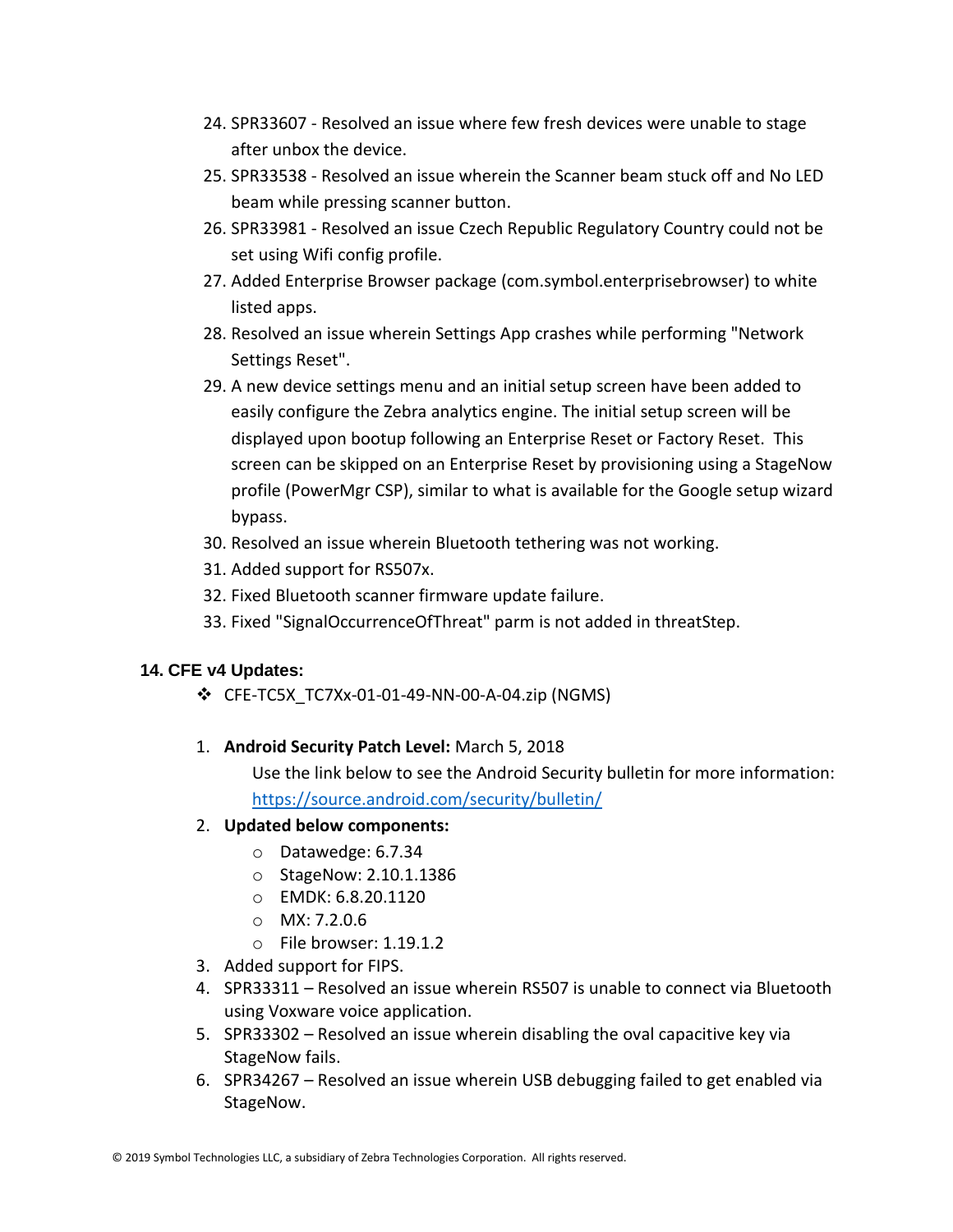24. SPR33607 - Resolved an issue where few fresh devices were unable to stage after unbox the device.
25. SPR33538 - Resolved an issue wherein the Scanner beam stuck off and No LED beam while pressing scanner button.
26. SPR33981 - Resolved an issue Czech Republic Regulatory Country could not be set using Wifi config profile.
27. Added Enterprise Browser package (com.symbol.enterprisebrowser) to white listed apps.
28. Resolved an issue wherein Settings App crashes while performing "Network Settings Reset".
29. A new device settings menu and an initial setup screen have been added to easily configure the Zebra analytics engine. The initial setup screen will be displayed upon bootup following an Enterprise Reset or Factory Reset. This screen can be skipped on an Enterprise Reset by provisioning using a StageNow profile (PowerMgr CSP), similar to what is available for the Google setup wizard bypass.
30. Resolved an issue wherein Bluetooth tethering was not working.
31. Added support for RS507x.
32. Fixed Bluetooth scanner firmware update failure.
33. Fixed "SignalOccurrenceOfThreat" parm is not added in threatStep.

## 14. CFE v4 Updates:

- CFE-TC5X_TC7Xx-01-01-49-NN-00-A-04.zip (NGMS)

1. **Android Security Patch Level:** March 5, 2018

   Use the link below to see the Android Security bulletin for more information: https://source.android.com/security/bulletin/

2. **Updated below components:**
   - Datawedge: 6.7.34
   - StageNow: 2.10.1.1386
   - EMDK: 6.8.20.1120
   - MX: 7.2.0.6
   - File browser: 1.19.1.2
3. Added support for FIPS.
4. SPR33311 – Resolved an issue wherein RS507 is unable to connect via Bluetooth using Voxware voice application.
5. SPR33302 – Resolved an issue wherein disabling the oval capacitive key via StageNow fails.
6. SPR34267 – Resolved an issue wherein USB debugging failed to get enabled via StageNow.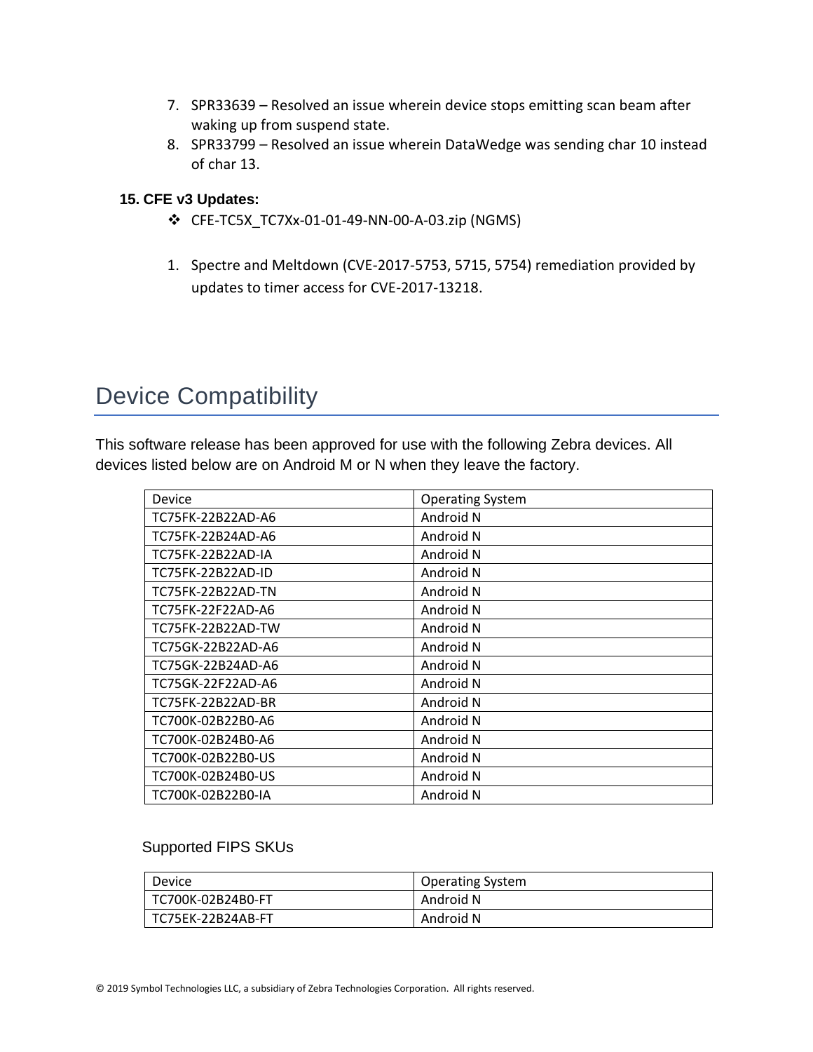7. SPR33639 – Resolved an issue wherein device stops emitting scan beam after waking up from suspend state.
8. SPR33799 – Resolved an issue wherein DataWedge was sending char 10 instead of char 13.

**15. CFE v3 Updates:**

❖ CFE-TC5X_TC7Xx-01-01-49-NN-00-A-03.zip (NGMS)

1. Spectre and Meltdown (CVE-2017-5753, 5715, 5754) remediation provided by updates to timer access for CVE-2017-13218.

# Device Compatibility

This software release has been approved for use with the following Zebra devices. All devices listed below are on Android M or N when they leave the factory.

| Device | Operating System |
|---|---|
| TC75FK-22B22AD-A6 | Android N |
| TC75FK-22B24AD-A6 | Android N |
| TC75FK-22B22AD-IA | Android N |
| TC75FK-22B22AD-ID | Android N |
| TC75FK-22B22AD-TN | Android N |
| TC75FK-22F22AD-A6 | Android N |
| TC75FK-22B22AD-TW | Android N |
| TC75GK-22B22AD-A6 | Android N |
| TC75GK-22B24AD-A6 | Android N |
| TC75GK-22F22AD-A6 | Android N |
| TC75FK-22B22AD-BR | Android N |
| TC700K-02B22B0-A6 | Android N |
| TC700K-02B24B0-A6 | Android N |
| TC700K-02B22B0-US | Android N |
| TC700K-02B24B0-US | Android N |
| TC700K-02B22B0-IA | Android N |

Supported FIPS SKUs

| Device | Operating System |
|---|---|
| TC700K-02B24B0-FT | Android N |
| TC75EK-22B24AB-FT | Android N |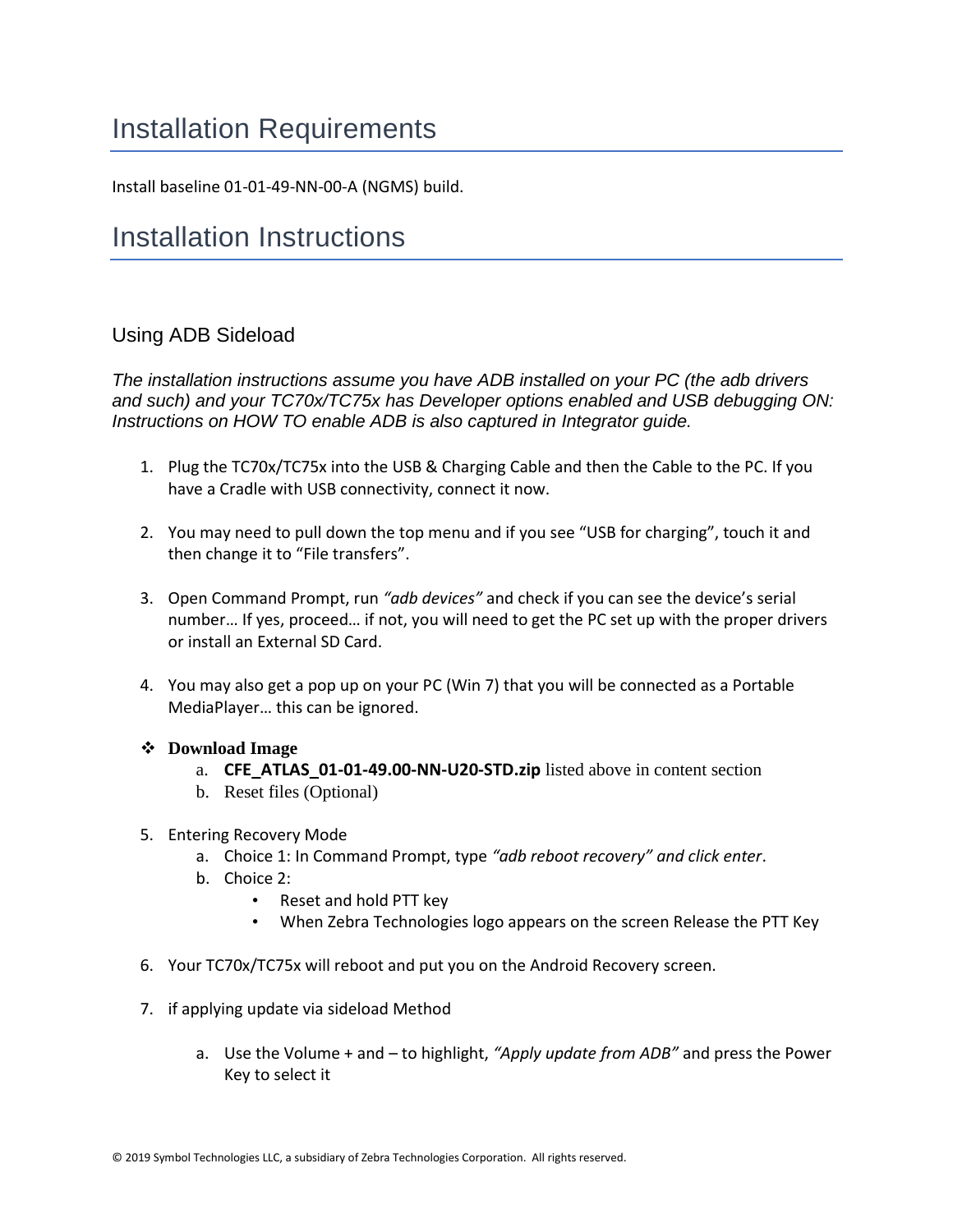# Installation Requirements

Install baseline 01-01-49-NN-00-A (NGMS) build.

# Installation Instructions

### Using ADB Sideload

*The installation instructions assume you have ADB installed on your PC (the adb drivers and such) and your TC70x/TC75x has Developer options enabled and USB debugging ON: Instructions on HOW TO enable ADB is also captured in Integrator guide.*

1. Plug the TC70x/TC75x into the USB & Charging Cable and then the Cable to the PC. If you have a Cradle with USB connectivity, connect it now.

2. You may need to pull down the top menu and if you see "USB for charging", touch it and then change it to "File transfers".

3. Open Command Prompt, run *"adb devices"* and check if you can see the device's serial number… If yes, proceed… if not, you will need to get the PC set up with the proper drivers or install an External SD Card.

4. You may also get a pop up on your PC (Win 7) that you will be connected as a Portable MediaPlayer… this can be ignored.

- **Download Image**
  a. **CFE_ATLAS_01-01-49.00-NN-U20-STD.zip** listed above in content section
  b. Reset files (Optional)

5. Entering Recovery Mode
   a. Choice 1: In Command Prompt, type *"adb reboot recovery" and click enter*.
   b. Choice 2:
      - Reset and hold PTT key
      - When Zebra Technologies logo appears on the screen Release the PTT Key

6. Your TC70x/TC75x will reboot and put you on the Android Recovery screen.

7. if applying update via sideload Method

   a. Use the Volume + and – to highlight, *"Apply update from ADB"* and press the Power Key to select it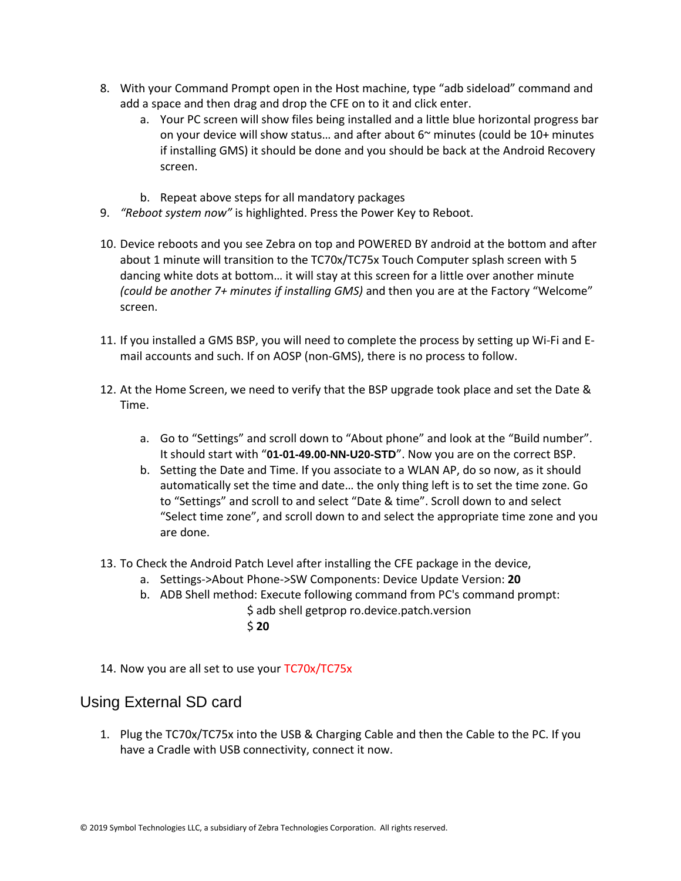8. With your Command Prompt open in the Host machine, type "adb sideload" command and add a space and then drag and drop the CFE on to it and click enter.
    a. Your PC screen will show files being installed and a little blue horizontal progress bar on your device will show status… and after about 6~ minutes (could be 10+ minutes if installing GMS) it should be done and you should be back at the Android Recovery screen.

    b. Repeat above steps for all mandatory packages
9. *"Reboot system now"* is highlighted. Press the Power Key to Reboot.

10. Device reboots and you see Zebra on top and POWERED BY android at the bottom and after about 1 minute will transition to the TC70x/TC75x Touch Computer splash screen with 5 dancing white dots at bottom… it will stay at this screen for a little over another minute *(could be another 7+ minutes if installing GMS)* and then you are at the Factory "Welcome" screen.

11. If you installed a GMS BSP, you will need to complete the process by setting up Wi-Fi and E-mail accounts and such. If on AOSP (non-GMS), there is no process to follow.

12. At the Home Screen, we need to verify that the BSP upgrade took place and set the Date & Time.

    a. Go to "Settings" and scroll down to "About phone" and look at the "Build number". It should start with "**01-01-49.00-NN-U20-STD**". Now you are on the correct BSP.
    b. Setting the Date and Time. If you associate to a WLAN AP, do so now, as it should automatically set the time and date… the only thing left is to set the time zone. Go to "Settings" and scroll to and select "Date & time". Scroll down to and select "Select time zone", and scroll down to and select the appropriate time zone and you are done.

13. To Check the Android Patch Level after installing the CFE package in the device,
    a. Settings->About Phone->SW Components: Device Update Version: **20**
    b. ADB Shell method: Execute following command from PC's command prompt:

        $ adb shell getprop ro.device.patch.version

        $ **20**

14. Now you are all set to use your TC70x/TC75x

## Using External SD card

1. Plug the TC70x/TC75x into the USB & Charging Cable and then the Cable to the PC. If you have a Cradle with USB connectivity, connect it now.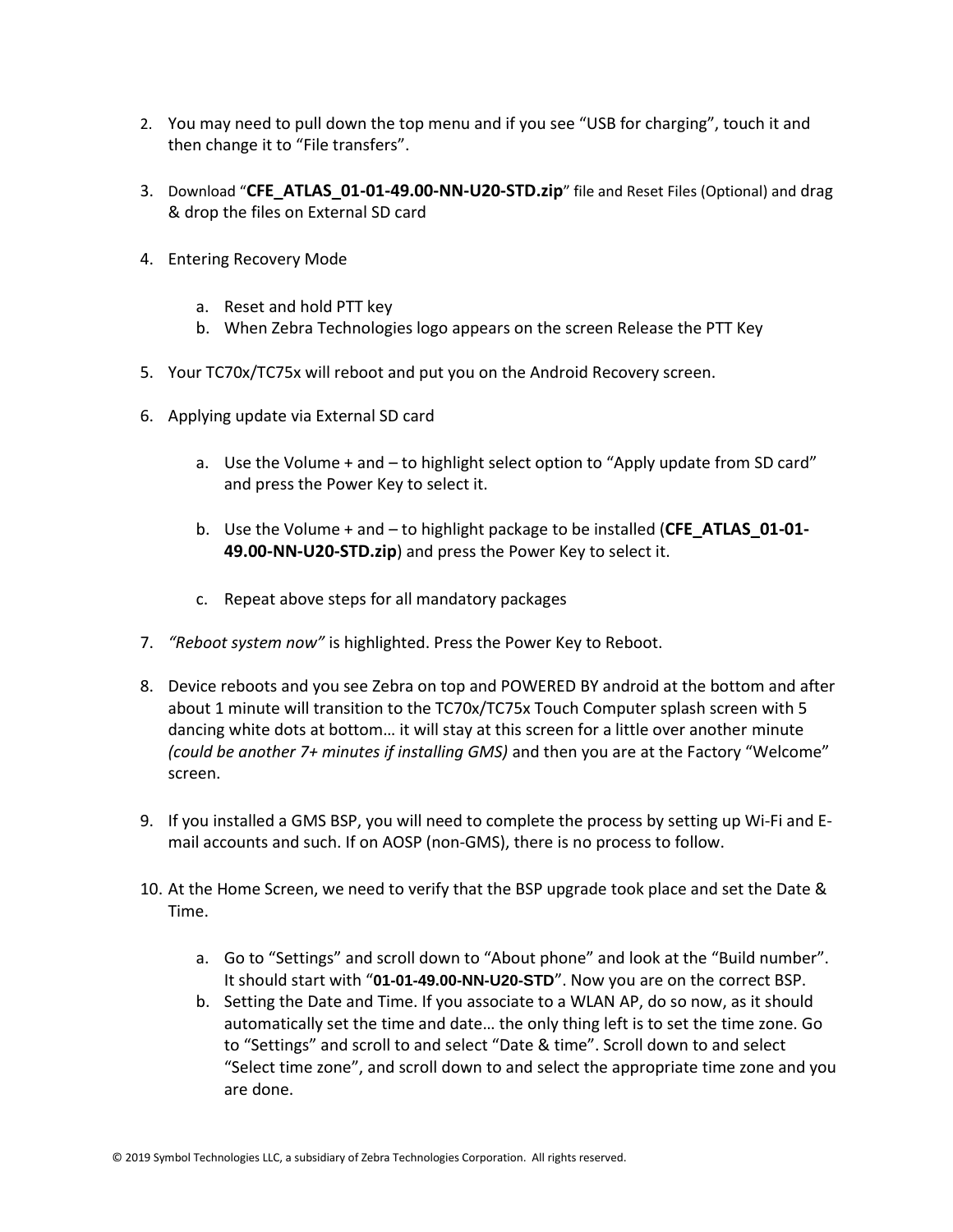2. You may need to pull down the top menu and if you see "USB for charging", touch it and then change it to "File transfers".

3. Download "**CFE_ATLAS_01-01-49.00-NN-U20-STD.zip**" file and Reset Files (Optional) and drag & drop the files on External SD card

4. Entering Recovery Mode

    a. Reset and hold PTT key
    b. When Zebra Technologies logo appears on the screen Release the PTT Key

5. Your TC70x/TC75x will reboot and put you on the Android Recovery screen.

6. Applying update via External SD card

    a. Use the Volume + and – to highlight select option to "Apply update from SD card" and press the Power Key to select it.

    b. Use the Volume + and – to highlight package to be installed (**CFE_ATLAS_01-01-49.00-NN-U20-STD.zip**) and press the Power Key to select it.

    c. Repeat above steps for all mandatory packages

7. *"Reboot system now"* is highlighted. Press the Power Key to Reboot.

8. Device reboots and you see Zebra on top and POWERED BY android at the bottom and after about 1 minute will transition to the TC70x/TC75x Touch Computer splash screen with 5 dancing white dots at bottom… it will stay at this screen for a little over another minute *(could be another 7+ minutes if installing GMS)* and then you are at the Factory "Welcome" screen.

9. If you installed a GMS BSP, you will need to complete the process by setting up Wi-Fi and E-mail accounts and such. If on AOSP (non-GMS), there is no process to follow.

10. At the Home Screen, we need to verify that the BSP upgrade took place and set the Date & Time.

    a. Go to "Settings" and scroll down to "About phone" and look at the "Build number". It should start with "**01-01-49.00-NN-U20-STD**". Now you are on the correct BSP.
    b. Setting the Date and Time. If you associate to a WLAN AP, do so now, as it should automatically set the time and date… the only thing left is to set the time zone. Go to "Settings" and scroll to and select "Date & time". Scroll down to and select "Select time zone", and scroll down to and select the appropriate time zone and you are done.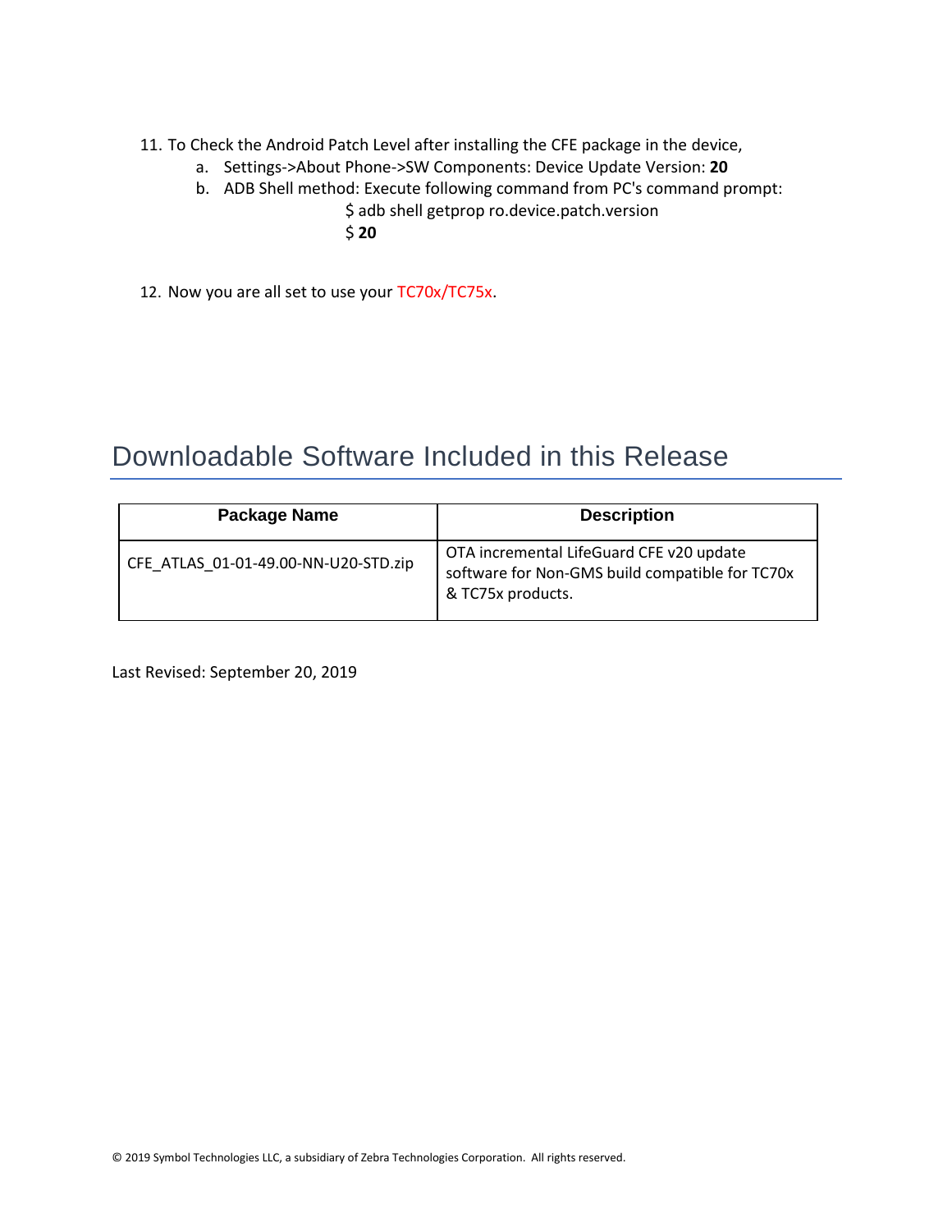11. To Check the Android Patch Level after installing the CFE package in the device,
    a. Settings->About Phone->SW Components: Device Update Version: **20**
    b. ADB Shell method: Execute following command from PC's command prompt:

       $ adb shell getprop ro.device.patch.version

       $ **20**

12. Now you are all set to use your TC70x/TC75x.

## Downloadable Software Included in this Release

| Package Name | Description |
|---|---|
| CFE_ATLAS_01-01-49.00-NN-U20-STD.zip | OTA incremental LifeGuard CFE v20 update software for Non-GMS build compatible for TC70x & TC75x products. |

Last Revised: September 20, 2019

© 2019 Symbol Technologies LLC, a subsidiary of Zebra Technologies Corporation. All rights reserved.